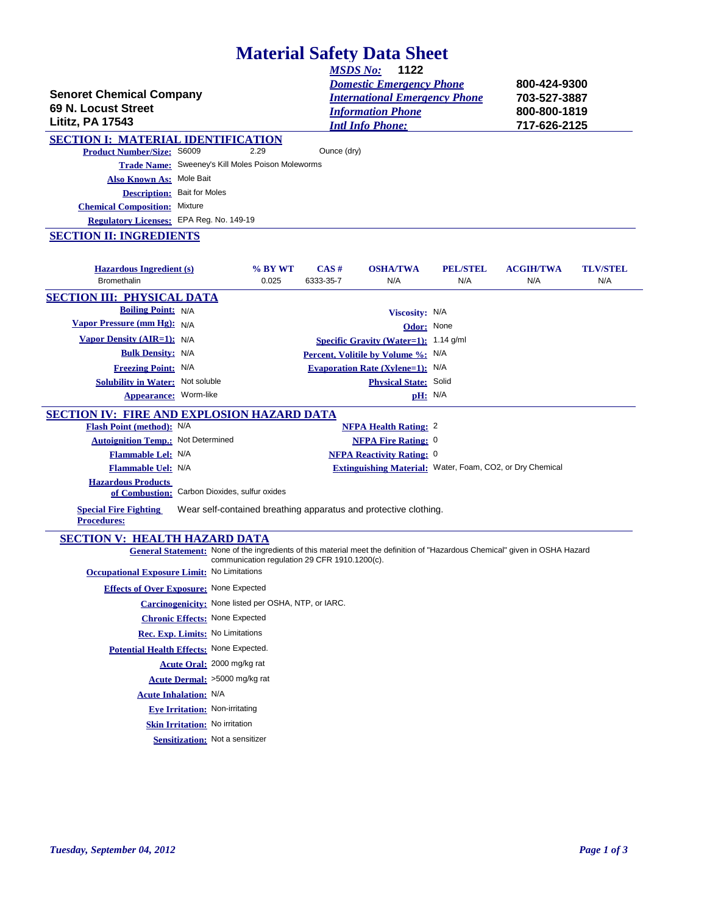# Material Safety Data Sheet

**Senoret Chemical Company**
**69 N. Locust Street**
**Lititz, PA 17543**

| | |
|---|---|
| *MSDS No:* | **1122** |
| *Domestic Emergency Phone* | **800-424-9300** |
| *International Emergency Phone* | **703-527-3887** |
| *Information Phone* | **800-800-1819** |
| *Intl Info Phone:* | **717-626-2125** |

## SECTION I: MATERIAL IDENTIFICATION

**Product Number/Size:** S6009 2.29 Ounce (dry)

**Trade Name:** Sweeney's Kill Moles Poison Moleworms

**Also Known As:** Mole Bait

**Description:** Bait for Moles

**Chemical Composition:** Mixture

**Regulatory Licenses:** EPA Reg. No. 149-19

## SECTION II: INGREDIENTS

| Hazardous Ingredient (s) | % BY WT | CAS # | OSHA/TWA | PEL/STEL | ACGIH/TWA | TLV/STEL |
|---|---|---|---|---|---|---|
| Bromethalin | 0.025 | 6333-35-7 | N/A | N/A | N/A | N/A |

## SECTION III: PHYSICAL DATA

**Boiling Point:** N/A

**Vapor Pressure (mm Hg):** N/A

**Vapor Density (AIR=1):** N/A

**Bulk Density:** N/A

**Freezing Point:** N/A

**Solubility in Water:** Not soluble

**Appearance:** Worm-like

**Viscosity:** N/A

**Odor:** None

**Specific Gravity (Water=1):** 1.14 g/ml

**Percent, Volitile by Volume %:** N/A

**Evaporation Rate (Xylene=1):** N/A

**Physical State:** Solid

**pH:** N/A

## SECTION IV: FIRE AND EXPLOSION HAZARD DATA

**Flash Point (method):** N/A

**Autoignition Temp.:** Not Determined

**Flammable Lel:** N/A

**Flammable Uel:** N/A

**NFPA Health Rating:** 2

**NFPA Fire Rating:** 0

**NFPA Reactivity Rating:** 0

**Extinguishing Material:** Water, Foam, $CO_2$, or Dry Chemical

**Hazardous Products of Combustion:** Carbon Dioxides, sulfur oxides

**Special Fire Fighting Procedures:** Wear self-contained breathing apparatus and protective clothing.

## SECTION V: HEALTH HAZARD DATA

**General Statement:** None of the ingredients of this material meet the definition of "Hazardous Chemical" given in OSHA Hazard communication regulation 29 CFR 1910.1200(c).

**Occupational Exposure Limit:** No Limitations

**Effects of Over Exposure:** None Expected

**Carcinogenicity:** None listed per OSHA, NTP, or IARC.

**Chronic Effects:** None Expected

**Rec. Exp. Limits:** No Limitations

**Potential Health Effects:** None Expected.

**Acute Oral:** 2000 mg/kg rat

**Acute Dermal:** >5000 mg/kg rat

**Acute Inhalation:** N/A

**Eye Irritation:** Non-irritating

**Skin Irritation:** No irritation

**Sensitization:** Not a sensitizer

*Tuesday, September 04, 2012*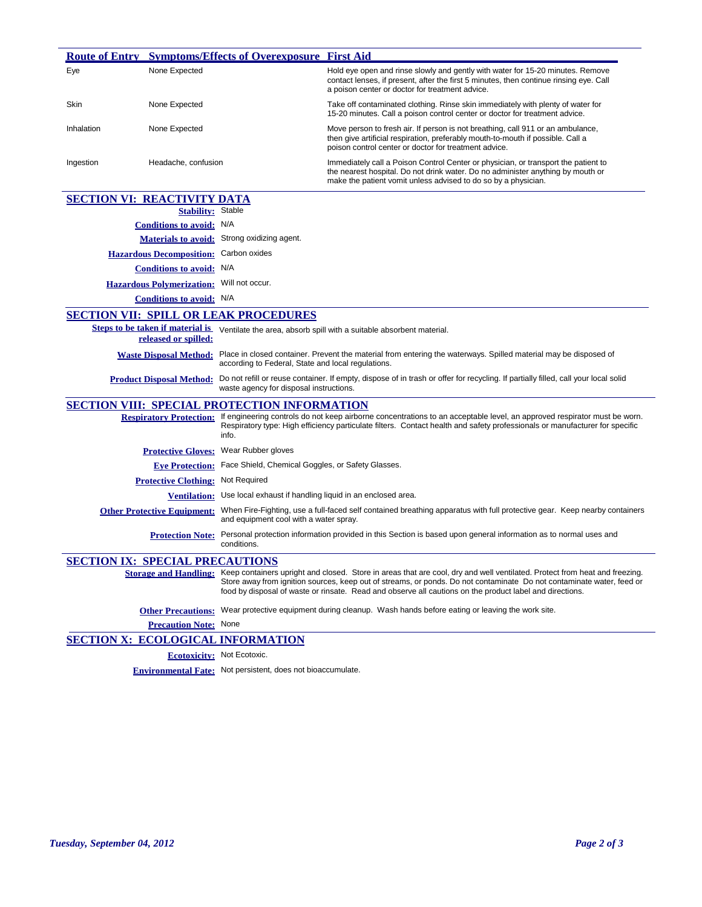| Route of Entry | Symptoms/Effects of Overexposure | First Aid |
|---|---|---|
| Eye | None Expected | Hold eye open and rinse slowly and gently with water for 15-20 minutes. Remove contact lenses, if present, after the first 5 minutes, then continue rinsing eye. Call a poison center or doctor for treatment advice. |
| Skin | None Expected | Take off contaminated clothing. Rinse skin immediately with plenty of water for 15-20 minutes. Call a poison control center or doctor for treatment advice. |
| Inhalation | None Expected | Move person to fresh air. If person is not breathing, call 911 or an ambulance, then give artificial respiration, preferably mouth-to-mouth if possible. Call a poison control center or doctor for treatment advice. |
| Ingestion | Headache, confusion | Immediately call a Poison Control Center or physician, or transport the patient to the nearest hospital. Do not drink water. Do no administer anything by mouth or make the patient vomit unless advised to do so by a physician. |

## SECTION VI: REACTIVITY DATA

**Stability:** Stable

**Conditions to avoid:** N/A

**Materials to avoid:** Strong oxidizing agent.

**Hazardous Decomposition:** Carbon oxides

**Conditions to avoid:** N/A

**Hazardous Polymerization:** Will not occur.

**Conditions to avoid:** N/A

## SECTION VII: SPILL OR LEAK PROCEDURES

**Steps to be taken if material is released or spilled:** Ventilate the area, absorb spill with a suitable absorbent material.

**Waste Disposal Method:** Place in closed container. Prevent the material from entering the waterways. Spilled material may be disposed of according to Federal, State and local regulations.

**Product Disposal Method:** Do not refill or reuse container. If empty, dispose of in trash or offer for recycling. If partially filled, call your local solid waste agency for disposal instructions.

## SECTION VIII: SPECIAL PROTECTION INFORMATION

**Respiratory Protection:** If engineering controls do not keep airborne concentrations to an acceptable level, an approved respirator must be worn. Respiratory type: High efficiency particulate filters. Contact health and safety professionals or manufacturer for specific info.

**Protective Gloves:** Wear Rubber gloves

**Eye Protection:** Face Shield, Chemical Goggles, or Safety Glasses.

**Protective Clothing:** Not Required

**Ventilation:** Use local exhaust if handling liquid in an enclosed area.

**Other Protective Equipment:** When Fire-Fighting, use a full-faced self contained breathing apparatus with full protective gear. Keep nearby containers and equipment cool with a water spray.

**Protection Note:** Personal protection information provided in this Section is based upon general information as to normal uses and conditions.

## SECTION IX: SPECIAL PRECAUTIONS

**Storage and Handling:** Keep containers upright and closed. Store in areas that are cool, dry and well ventilated. Protect from heat and freezing. Store away from ignition sources, keep out of streams, or ponds. Do not contaminate Do not contaminate water, feed or food by disposal of waste or rinsate. Read and observe all cautions on the product label and directions.

**Other Precautions:** Wear protective equipment during cleanup. Wash hands before eating or leaving the work site.

**Precaution Note:** None

## SECTION X: ECOLOGICAL INFORMATION

**Ecotoxicity:** Not Ecotoxic.

**Environmental Fate:** Not persistent, does not bioaccumulate.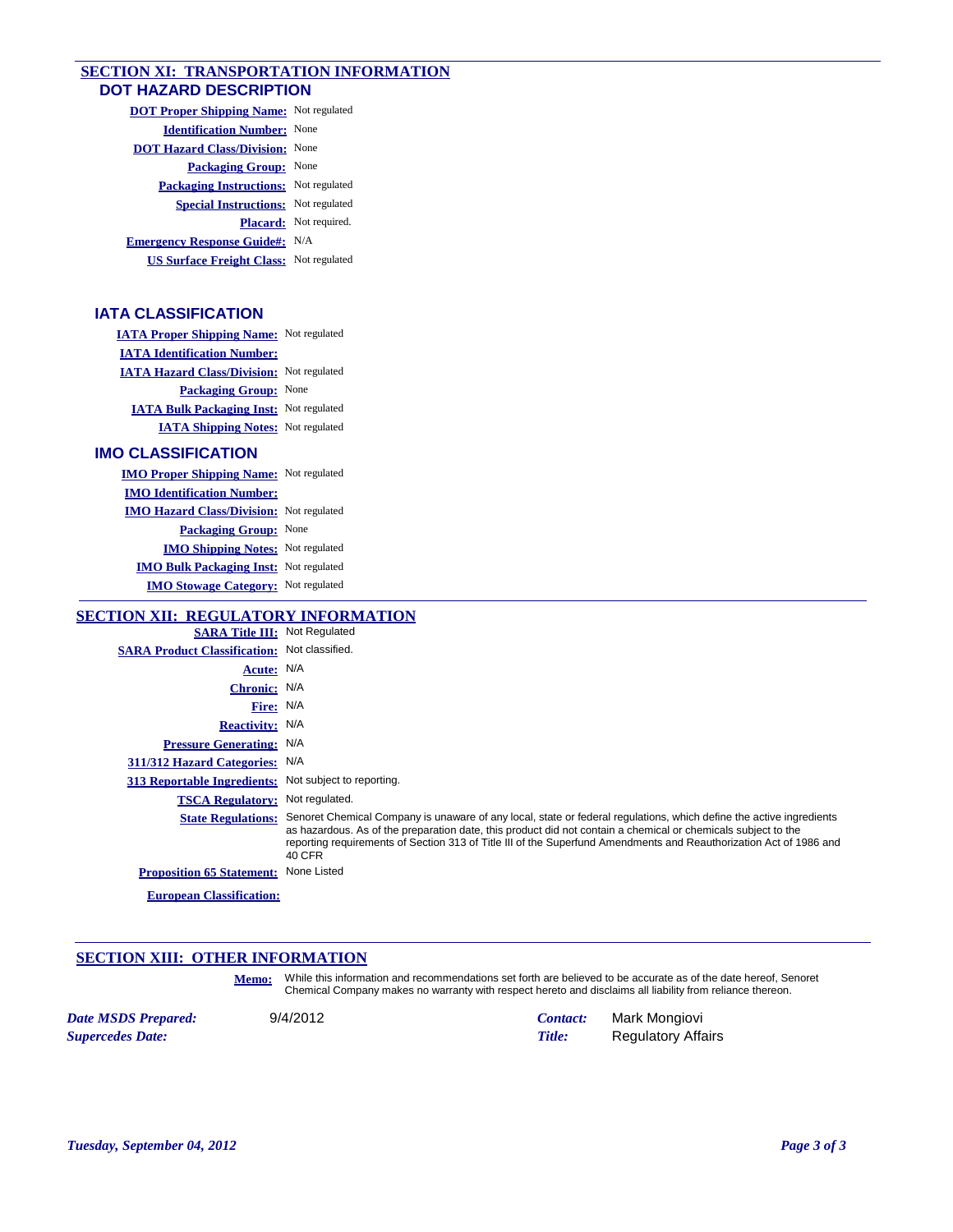## SECTION XI: TRANSPORTATION INFORMATION

### DOT HAZARD DESCRIPTION

**DOT Proper Shipping Name:** Not regulated

**Identification Number:** None

**DOT Hazard Class/Division:** None

**Packaging Group:** None

**Packaging Instructions:** Not regulated

**Special Instructions:** Not regulated

**Placard:** Not required.

**Emergency Response Guide#:** N/A

**US Surface Freight Class:** Not regulated

### IATA CLASSIFICATION

**IATA Proper Shipping Name:** Not regulated

**IATA Identification Number:**

**IATA Hazard Class/Division:** Not regulated

**Packaging Group:** None

**IATA Bulk Packaging Inst:** Not regulated

**IATA Shipping Notes:** Not regulated

### IMO CLASSIFICATION

**IMO Proper Shipping Name:** Not regulated

**IMO Identification Number:**

**IMO Hazard Class/Division:** Not regulated

**Packaging Group:** None

**IMO Shipping Notes:** Not regulated

**IMO Bulk Packaging Inst:** Not regulated

**IMO Stowage Category:** Not regulated

## SECTION XII: REGULATORY INFORMATION

**SARA Title III:** Not Regulated

**SARA Product Classification:** Not classified.

**Acute:** N/A

**Chronic:** N/A

**Fire:** N/A

**Reactivity:** N/A

**Pressure Generating:** N/A

**311/312 Hazard Categories:** N/A

**313 Reportable Ingredients:** Not subject to reporting.

**TSCA Regulatory:** Not regulated.

**State Regulations:** Senoret Chemical Company is unaware of any local, state or federal regulations, which define the active ingredients as hazardous. As of the preparation date, this product did not contain a chemical or chemicals subject to the reporting requirements of Section 313 of Title III of the Superfund Amendments and Reauthorization Act of 1986 and 40 CFR

**Proposition 65 Statement:** None Listed

**European Classification:**

## SECTION XIII: OTHER INFORMATION

**Memo:** While this information and recommendations set forth are believed to be accurate as of the date hereof, Senoret Chemical Company makes no warranty with respect hereto and disclaims all liability from reliance thereon.

***Date MSDS Prepared:*** 9/4/2012

***Supercedes Date:***

***Contact:*** Mark Mongiovi

***Title:*** Regulatory Affairs